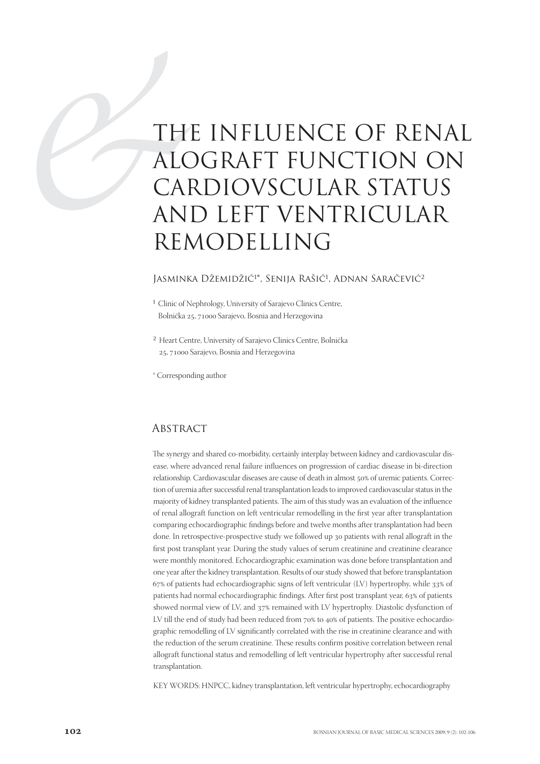# THE INFLUENCE OF RENAL ALOGRAFT FUNCTION ON CARDIOVSCULAR STATUS AND LEFT VENTRICULAR REMODELLING

Jasminka Džemidžić[1]*, Senija Rašić[1], Adnan Saračević[2]

[1] Clinic of Nephrology, University of Sarajevo Clinics Centre, Bolnička 25, 71000 Sarajevo, Bosnia and Herzegovina

[2] Heart Centre, University of Sarajevo Clinics Centre, Bolnička 25, 71000 Sarajevo, Bosnia and Herzegovina

* Corresponding author

## Abstract

The synergy and shared co-morbidity, certainly interplay between kidney and cardiovascular disease, where advanced renal failure influences on progression of cardiac disease in bi-direction relationship. Cardiovascular diseases are cause of death in almost 50% of uremic patients. Correction of uremia after successful renal transplantation leads to improved cardiovascular status in the majority of kidney transplanted patients. The aim of this study was an evaluation of the influence of renal allograft function on left ventricular remodelling in the first year after transplantation comparing echocardiographic findings before and twelve months after transplantation had been done. In retrospective-prospective study we followed up 30 patients with renal allograft in the first post transplant year. During the study values of serum creatinine and creatinine clearance were monthly monitored. Echocardiographic examination was done before transplantation and one year after the kidney transplantation. Results of our study showed that before transplantation 67% of patients had echocardiographic signs of left ventricular (LV) hypertrophy, while 33% of patients had normal echocardiographic findings. After first post transplant year, 63% of patients showed normal view of LV, and 37% remained with LV hypertrophy. Diastolic dysfunction of LV till the end of study had been reduced from 70% to 40% of patients. The positive echocardiographic remodelling of LV significantly correlated with the rise in creatinine clearance and with the reduction of the serum creatinine. These results confirm positive correlation between renal allograft functional status and remodelling of left ventricular hypertrophy after successful renal transplantation.

KEY WORDS: HNPCC, kidney transplantation, left ventricular hypertrophy, echocardiography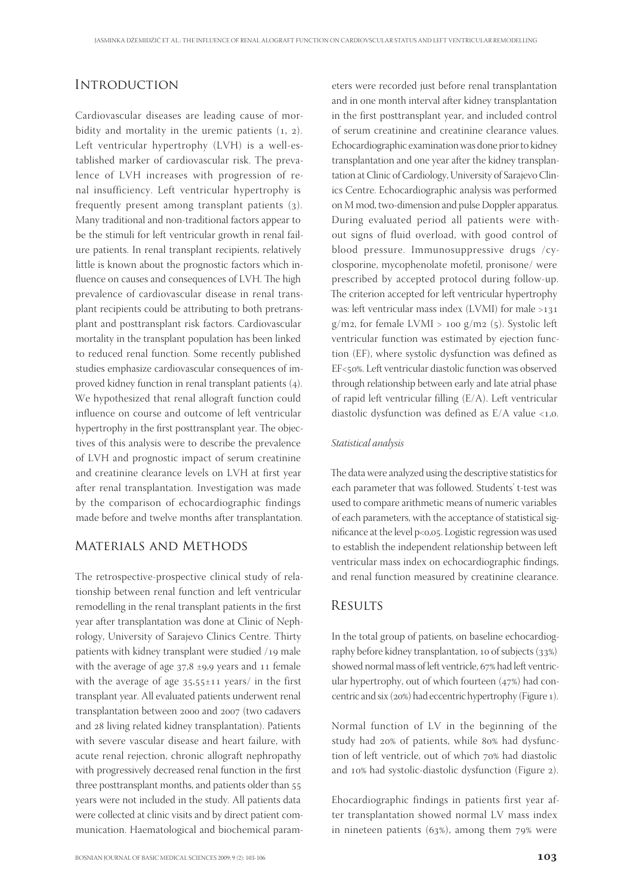## Introduction

Cardiovascular diseases are leading cause of morbidity and mortality in the uremic patients (1, 2). Left ventricular hypertrophy (LVH) is a well-established marker of cardiovascular risk. The prevalence of LVH increases with progression of renal insufficiency. Left ventricular hypertrophy is frequently present among transplant patients (3). Many traditional and non-traditional factors appear to be the stimuli for left ventricular growth in renal failure patients. In renal transplant recipients, relatively little is known about the prognostic factors which influence on causes and consequences of LVH. The high prevalence of cardiovascular disease in renal transplant recipients could be attributing to both pretransplant and posttransplant risk factors. Cardiovascular mortality in the transplant population has been linked to reduced renal function. Some recently published studies emphasize cardiovascular consequences of improved kidney function in renal transplant patients (4). We hypothesized that renal allograft function could influence on course and outcome of left ventricular hypertrophy in the first posttransplant year. The objectives of this analysis were to describe the prevalence of LVH and prognostic impact of serum creatinine and creatinine clearance levels on LVH at first year after renal transplantation. Investigation was made by the comparison of echocardiographic findings made before and twelve months after transplantation.

## Materials and Methods

The retrospective-prospective clinical study of relationship between renal function and left ventricular remodelling in the renal transplant patients in the first year after transplantation was done at Clinic of Nephrology, University of Sarajevo Clinics Centre. Thirty patients with kidney transplant were studied /19 male with the average of age 37,8 ±9,9 years and 11 female with the average of age 35,55±11 years/ in the first transplant year. All evaluated patients underwent renal transplantation between 2000 and 2007 (two cadavers and 28 living related kidney transplantation). Patients with severe vascular disease and heart failure, with acute renal rejection, chronic allograft nephropathy with progressively decreased renal function in the first three posttransplant months, and patients older than 55 years were not included in the study. All patients data were collected at clinic visits and by direct patient communication. Haematological and biochemical parameters were recorded just before renal transplantation and in one month interval after kidney transplantation in the first posttransplant year, and included control of serum creatinine and creatinine clearance values. Echocardiographic examination was done prior to kidney transplantation and one year after the kidney transplantation at Clinic of Cardiology, University of Sarajevo Clinics Centre. Echocardiographic analysis was performed on M mod, two-dimension and pulse Doppler apparatus. During evaluated period all patients were without signs of fluid overload, with good control of blood pressure. Immunosuppressive drugs /cyclosporine, mycophenolate mofetil, pronisone/ were prescribed by accepted protocol during follow-up. The criterion accepted for left ventricular hypertrophy was: left ventricular mass index (LVMI) for male >131 g/m2, for female LVMI > 100 g/m2 (5). Systolic left ventricular function was estimated by ejection function (EF), where systolic dysfunction was defined as EF<50%. Left ventricular diastolic function was observed through relationship between early and late atrial phase of rapid left ventricular filling (E/A). Left ventricular diastolic dysfunction was defined as E/A value <1,0.

### *Statistical analysis*

The data were analyzed using the descriptive statistics for each parameter that was followed. Students' t-test was used to compare arithmetic means of numeric variables of each parameters, with the acceptance of statistical significance at the level p<0,05. Logistic regression was used to establish the independent relationship between left ventricular mass index on echocardiographic findings, and renal function measured by creatinine clearance.

## Results

In the total group of patients, on baseline echocardiography before kidney transplantation, 10 of subjects (33%) showed normal mass of left ventricle, 67% had left ventricular hypertrophy, out of which fourteen (47%) had concentric and six (20%) had eccentric hypertrophy (Figure 1).

Normal function of LV in the beginning of the study had 20% of patients, while 80% had dysfunction of left ventricle, out of which 70% had diastolic and 10% had systolic-diastolic dysfunction (Figure 2).

Ehocardiographic findings in patients first year after transplantation showed normal LV mass index in nineteen patients (63%), among them 79% were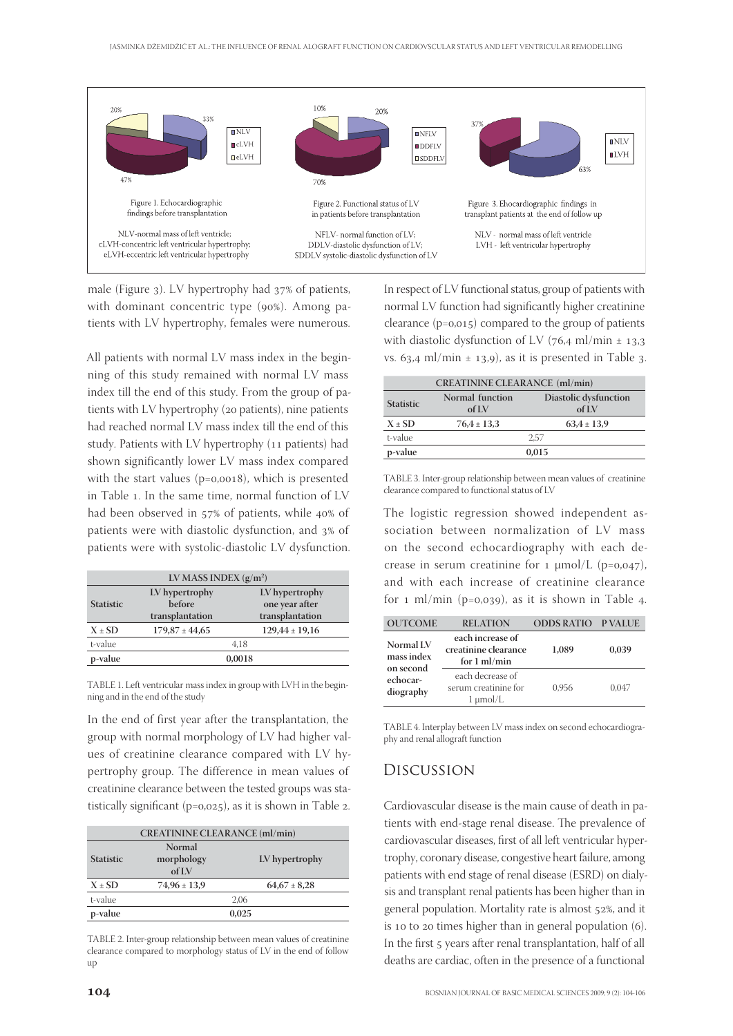Figure 1. Echocardiographic findings before transplantation

NLV-normal mass of left ventricle; cLVH-concentric left ventricular hypertrophy; eLVH-eccentric left ventricular hypertrophy

Figure 2. Functional status of LV in patients before transplantation

NFLV- normal function of LV; DDLV-diastolic dysfunction of LV; SDDLV systolic-diastolic dysfunction of LV

Figure 3. Ehocardiographic findings in transplant patients at the end of follow up

NLV - normal mass of left ventricle LVH - left ventricular hypertrophy

male (Figure 3). LV hypertrophy had 37% of patients, with dominant concentric type (90%). Among patients with LV hypertrophy, females were numerous.

All patients with normal LV mass index in the beginning of this study remained with normal LV mass index till the end of this study. From the group of patients with LV hypertrophy (20 patients), nine patients had reached normal LV mass index till the end of this study. Patients with LV hypertrophy (11 patients) had shown significantly lower LV mass index compared with the start values (p=0,0018), which is presented in Table 1. In the same time, normal function of LV had been observed in 57% of patients, while 40% of patients were with diastolic dysfunction, and 3% of patients were with systolic-diastolic LV dysfunction.

| LV MASS INDEX (g/m²) | | |
|---|---|---|
| Statistic | LV hypertrophy before transplantation | LV hypertrophy one year after transplantation |
| X ± SD | 179,87 ± 44,65 | 129,44 ± 19,16 |
| t-value | 4,18 | |
| p-value | 0,0018 | |

TABLE 1. Left ventricular mass index in group with LVH in the beginning and in the end of the study

In the end of first year after the transplantation, the group with normal morphology of LV had higher values of creatinine clearance compared with LV hypertrophy group. The difference in mean values of creatinine clearance between the tested groups was statistically significant (p=0,025), as it is shown in Table 2.

| CREATININE CLEARANCE (ml/min) | | |
|---|---|---|
| Statistic | Normal morphology of LV | LV hypertrophy |
| X ± SD | 74,96 ± 13,9 | 64,67 ± 8,28 |
| t-value | 2,06 | |
| p-value | 0,025 | |

TABLE 2. Inter-group relationship between mean values of creatinine clearance compared to morphology status of LV in the end of follow up

In respect of LV functional status, group of patients with normal LV function had significantly higher creatinine clearance (p=0,015) compared to the group of patients with diastolic dysfunction of LV (76,4 ml/min ± 13,3 vs. 63,4 ml/min ± 13,9), as it is presented in Table 3.

| CREATININE CLEARANCE (ml/min) | | |
|---|---|---|
| Statistic | Normal function of LV | Diastolic dysfunction of LV |
| X ± SD | 76,4 ± 13,3 | 63,4 ± 13,9 |
| t-value | 2,57 | |
| p-value | 0,015 | |

TABLE 3. Inter-group relationship between mean values of creatinine clearance compared to functional status of LV

The logistic regression showed independent association between normalization of LV mass on the second echocardiography with each decrease in serum creatinine for 1 μmol/L (p=0,047), and with each increase of creatinine clearance for 1 ml/min (p=0,039), as it is shown in Table 4.

| OUTCOME | RELATION | ODDS RATIO | P VALUE |
|---|---|---|---|
| Normal LV mass index on second echocardiography | each increase of creatinine clearance for 1 ml/min | 1,089 | 0,039 |
| | each decrease of serum creatinine for 1 μmol/L | 0,956 | 0,047 |

TABLE 4. Interplay between LV mass index on second echocardiography and renal allograft function

## Discussion

Cardiovascular disease is the main cause of death in patients with end-stage renal disease. The prevalence of cardiovascular diseases, first of all left ventricular hypertrophy, coronary disease, congestive heart failure, among patients with end stage of renal disease (ESRD) on dialysis and transplant renal patients has been higher than in general population. Mortality rate is almost 52%, and it is 10 to 20 times higher than in general population (6). In the first 5 years after renal transplantation, half of all deaths are cardiac, often in the presence of a functional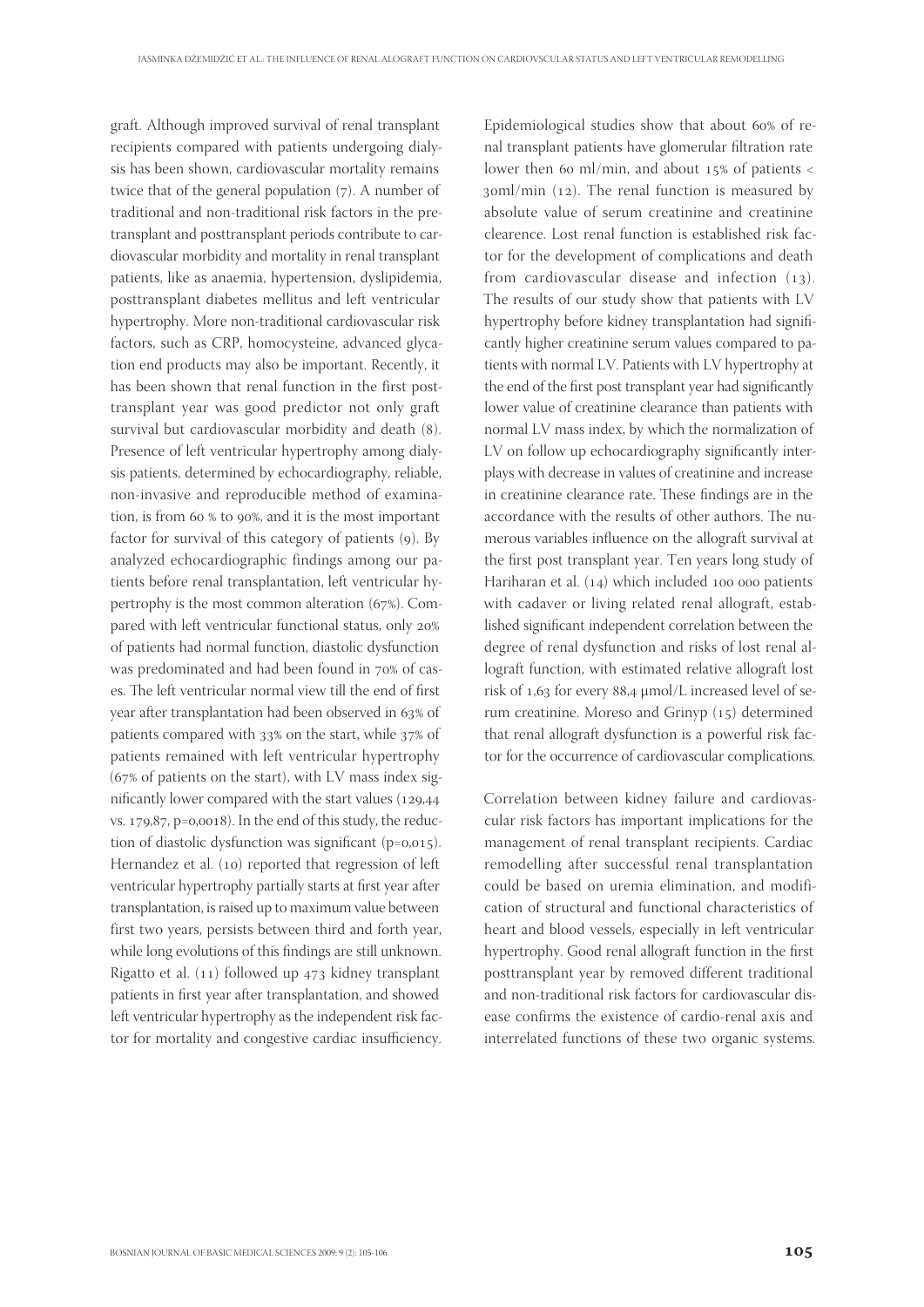graft. Although improved survival of renal transplant recipients compared with patients undergoing dialysis has been shown, cardiovascular mortality remains twice that of the general population (7). A number of traditional and non-traditional risk factors in the pretransplant and posttransplant periods contribute to cardiovascular morbidity and mortality in renal transplant patients, like as anaemia, hypertension, dyslipidemia, posttransplant diabetes mellitus and left ventricular hypertrophy. More non-traditional cardiovascular risk factors, such as CRP, homocysteine, advanced glycation end products may also be important. Recently, it has been shown that renal function in the first posttransplant year was good predictor not only graft survival but cardiovascular morbidity and death (8). Presence of left ventricular hypertrophy among dialysis patients, determined by echocardiography, reliable, non-invasive and reproducible method of examination, is from 60 % to 90%, and it is the most important factor for survival of this category of patients (9). By analyzed echocardiographic findings among our patients before renal transplantation, left ventricular hypertrophy is the most common alteration (67%). Compared with left ventricular functional status, only 20% of patients had normal function, diastolic dysfunction was predominated and had been found in 70% of cases. The left ventricular normal view till the end of first year after transplantation had been observed in 63% of patients compared with 33% on the start, while 37% of patients remained with left ventricular hypertrophy (67% of patients on the start), with LV mass index significantly lower compared with the start values (129,44 vs. 179,87, p=0,0018). In the end of this study, the reduction of diastolic dysfunction was significant (p=0,015). Hernandez et al. (10) reported that regression of left ventricular hypertrophy partially starts at first year after transplantation, is raised up to maximum value between first two years, persists between third and forth year, while long evolutions of this findings are still unknown. Rigatto et al. (11) followed up 473 kidney transplant patients in first year after transplantation, and showed left ventricular hypertrophy as the independent risk factor for mortality and congestive cardiac insufficiency.

Epidemiological studies show that about 60% of renal transplant patients have glomerular filtration rate lower then 60 ml/min, and about 15% of patients < 30ml/min (12). The renal function is measured by absolute value of serum creatinine and creatinine clearence. Lost renal function is established risk factor for the development of complications and death from cardiovascular disease and infection (13). The results of our study show that patients with LV hypertrophy before kidney transplantation had significantly higher creatinine serum values compared to patients with normal LV. Patients with LV hypertrophy at the end of the first post transplant year had significantly lower value of creatinine clearance than patients with normal LV mass index, by which the normalization of LV on follow up echocardiography significantly interplays with decrease in values of creatinine and increase in creatinine clearance rate. These findings are in the accordance with the results of other authors. The numerous variables influence on the allograft survival at the first post transplant year. Ten years long study of Hariharan et al. (14) which included 100 000 patients with cadaver or living related renal allograft, established significant independent correlation between the degree of renal dysfunction and risks of lost renal allograft function, with estimated relative allograft lost risk of 1,63 for every 88,4 μmol/L increased level of serum creatinine. Moreso and Grinyp (15) determined that renal allograft dysfunction is a powerful risk factor for the occurrence of cardiovascular complications.

Correlation between kidney failure and cardiovascular risk factors has important implications for the management of renal transplant recipients. Cardiac remodelling after successful renal transplantation could be based on uremia elimination, and modification of structural and functional characteristics of heart and blood vessels, especially in left ventricular hypertrophy. Good renal allograft function in the first posttransplant year by removed different traditional and non-traditional risk factors for cardiovascular disease confirms the existence of cardio-renal axis and interrelated functions of these two organic systems.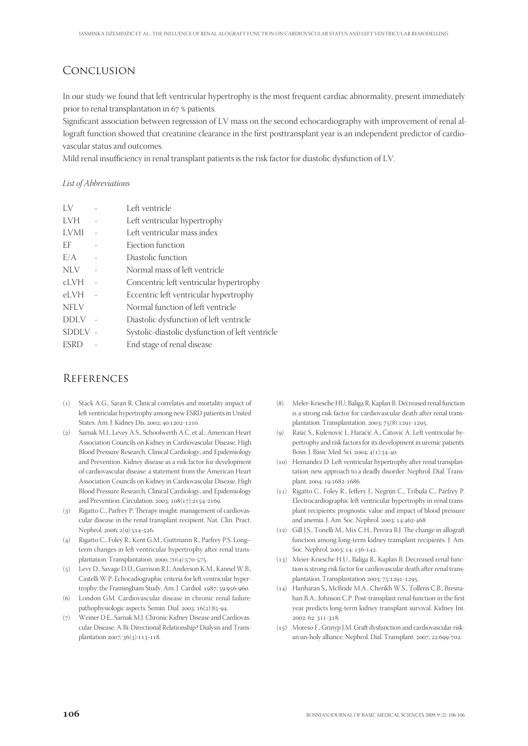## Conclusion

In our study we found that left ventricular hypertrophy is the most frequent cardiac abnormality, present immediately prior to renal transplantation in 67 % patients.

Significant association between regression of LV mass on the second echocardiography with improvement of renal allograft function showed that creatinine clearance in the first posttransplant year is an independent predictor of cardiovascular status and outcomes.

Mild renal insufficiency in renal transplant patients is the risk factor for diastolic dysfunction of LV.

*List of Abbreviations*

| | | |
|---|---|---|
| LV | - | Left ventricle |
| LVH | - | Left ventricular hypertrophy |
| LVMI | - | Left ventricular mass index |
| EF | - | Ejection function |
| E/A | - | Diastolic function |
| NLV | - | Normal mass of left ventricle |
| cLVH | - | Concentric left ventricular hypertrophy |
| eLVH | - | Eccentric left ventricular hypertrophy |
| NFLV | | Normal function of left ventricle |
| DDLV | - | Diastolic dysfunction of left ventricle |
| SDDLV | - | Systolic-diastolic dysfunction of left ventricle |
| ESRD | - | End stage of renal disease |

## References

(1) Stack A.G., Saran R. Clinical correlates and mortality impact of left ventricular hypertrophy among new ESRD patients in United States. Am. J. Kidney Dis. 2002; 40:1202-1210.

(2) Sarnak M.J., Levey A.S., Schoolwerth A.C. et al.; American Heart Association Councils on Kidney in Cardiovascular Disease, High Blood Pressure Research, Clinical Cardiology, and Epidemiology and Prevention. Kidney disease as a risk factor for development of cardiovascular disease: a statement from the American Heart Association Councils on Kidney in Cardiovascular Disease, High Blood Pressure Research, Clinical Cardiology, and Epidemiology and Prevention. Circulation. 2003; 108(17):2154-2169.

(3) Rigatto C., Parfrey P. Therapy insight: management of cardiovascular disease in the renal transplant recipient. Nat. Clin. Pract. Nephrol. 2006; 2(9):514-526.

(4) Rigatto C., Foley R., Kent G.M., Guttmann R., Parfrey P.S. Long–term changes in left ventricular hypertrophy after renal transplantation. Transplantation. 2000; 70(4):570-575.

(5) Levy D., Savage D.D., Garrison R.J., Anderson K.M., Kannel W.B., Castelli W.P. Echocadiographic criteria for left ventricular hypertrophy: the Framingham Study. Am. J. Cardiol. 1987; 59:956-960.

(6) London GM. Cardiovascular disease in chronic renal failure: pathophysiologic aspects. Semin. Dial. 2003; 16(2):85-94.

(7) Weiner D.E., Sarnak M.J. Chronic Kidney Disease and Cardiovascular Disease: A Bi-Directional Relationship? Dialysis and Transplantation 2007; 36(3):113-118.

(8) Meler-Kriesche HU, Baliga R, Kaplan B. Decreased renal function is a strong risk factor for cardiovascular death after renal transplantation. Transplantation. 2003; 75(8):1291-1295.

(9) Rašić S., Kulenović I., Haračić A., Ćatović A. Left ventricular hypertrophy and risk factors for its development in uremic patients. Bosn. J. Basic Med. Sci. 2004; 4(1):34-40.

(10) Hernandez D. Left ventricular hypertrophy after renal transplantation: new approach to a deadly disorder. Nephrol. Dial. Transplant. 2004; 19:1682-1686.

(11) Rigatto C., Foley R., Jeffery J., Negrijn C., Tribula C., Parfrey P. Electrocardiographic left ventricular hypertrophy in renal transplant recipients: prognostic value and impact of blood pressure and anemia. J. Am. Soc. Nephrol. 2003; 14:462-468.

(12) Gill J.S., Tonelli M., Mix C.H., Pereira B.J. The change in allograft function among long-term kidney transplant recipients. J. Am. Soc. Nephrol. 2003; 14: 136-142.

(13) Meier-Kriesche H.U., Baliga R., Kaplan B. Decreased renal function is strong risk factor for cardiovascular death after renal transplantation. Transplantation 2003; 75:1291-1295.

(14) Hariharan S., McBride M.A., Cherikh W.S., Tolleris C.B., Bresnahan B.A., Johnson C.P. Post-transplant renal function in the first year predicts long-term kidney transplant survival. Kidney Int. 2002; 62: 311-318.

(15) Moreso F., Grinyp J.M. Graft dysfunction and cardiovascular risk-an un-holy alliance. Nephrol. Dial. Transplant. 2007; 22:699-702.